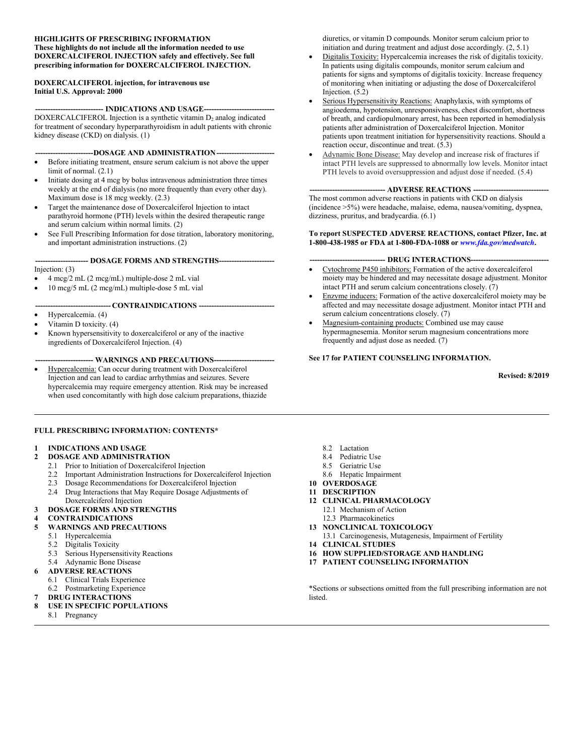**HIGHLIGHTS OF PRESCRIBING INFORMATION**
**These highlights do not include all the information needed to use DOXERCALCIFEROL INJECTION safely and effectively. See full prescribing information for DOXERCALCIFEROL INJECTION.**

**DOXERCALCIFEROL injection, for intravenous use**
**Initial U.S. Approval: 2000**

**INDICATIONS AND USAGE**

DOXERCALCIFEROL Injection is a synthetic vitamin $D_2$ analog indicated for treatment of secondary hyperparathyroidism in adult patients with chronic kidney disease (CKD) on dialysis. (1)

**DOSAGE AND ADMINISTRATION**

- Before initiating treatment, ensure serum calcium is not above the upper limit of normal. (2.1)
- Initiate dosing at 4 mcg by bolus intravenous administration three times weekly at the end of dialysis (no more frequently than every other day). Maximum dose is 18 mcg weekly. (2.3)
- Target the maintenance dose of Doxercalciferol Injection to intact parathyroid hormone (PTH) levels within the desired therapeutic range and serum calcium within normal limits. (2)
- See Full Prescribing Information for dose titration, laboratory monitoring, and important administration instructions. (2)

**DOSAGE FORMS AND STRENGTHS**

Injection: (3)
- 4 mcg/2 mL (2 mcg/mL) multiple-dose 2 mL vial
- 10 mcg/5 mL (2 mcg/mL) multiple-dose 5 mL vial

**CONTRAINDICATIONS**

- Hypercalcemia. (4)
- Vitamin D toxicity. (4)
- Known hypersensitivity to doxercalciferol or any of the inactive ingredients of Doxercalciferol Injection. (4)

**WARNINGS AND PRECAUTIONS**

- Hypercalcemia: Can occur during treatment with Doxercalciferol Injection and can lead to cardiac arrhythmias and seizures. Severe hypercalcemia may require emergency attention. Risk may be increased when used concomitantly with high dose calcium preparations, thiazide diuretics, or vitamin D compounds. Monitor serum calcium prior to initiation and during treatment and adjust dose accordingly. (2, 5.1)
- Digitalis Toxicity: Hypercalcemia increases the risk of digitalis toxicity. In patients using digitalis compounds, monitor serum calcium and patients for signs and symptoms of digitalis toxicity. Increase frequency of monitoring when initiating or adjusting the dose of Doxercalciferol Injection. (5.2)
- Serious Hypersensitivity Reactions: Anaphylaxis, with symptoms of angioedema, hypotension, unresponsiveness, chest discomfort, shortness of breath, and cardiopulmonary arrest, has been reported in hemodialysis patients after administration of Doxercalciferol Injection. Monitor patients upon treatment initiation for hypersensitivity reactions. Should a reaction occur, discontinue and treat. (5.3)
- Adynamic Bone Disease: May develop and increase risk of fractures if intact PTH levels are suppressed to abnormally low levels. Monitor intact PTH levels to avoid oversuppression and adjust dose if needed. (5.4)

**ADVERSE REACTIONS**

The most common adverse reactions in patients with CKD on dialysis (incidence >5%) were headache, malaise, edema, nausea/vomiting, dyspnea, dizziness, pruritus, and bradycardia. (6.1)

**To report SUSPECTED ADVERSE REACTIONS, contact Pfizer, Inc. at 1-800-438-1985 or FDA at 1-800-FDA-1088 or *www.fda.gov/medwatch*.**

**DRUG INTERACTIONS**

- Cytochrome P450 inhibitors: Formation of the active doxercalciferol moiety may be hindered and may necessitate dosage adjustment. Monitor intact PTH and serum calcium concentrations closely. (7)
- Enzyme inducers: Formation of the active doxercalciferol moiety may be affected and may necessitate dosage adjustment. Monitor intact PTH and serum calcium concentrations closely. (7)
- Magnesium-containing products: Combined use may cause hypermagnesemia. Monitor serum magnesium concentrations more frequently and adjust dose as needed. (7)

**See 17 for PATIENT COUNSELING INFORMATION.**

**Revised: 8/2019**

---

**FULL PRESCRIBING INFORMATION: CONTENTS***

**1 INDICATIONS AND USAGE**
**2 DOSAGE AND ADMINISTRATION**
- 2.1 Prior to Initiation of Doxercalciferol Injection
- 2.2 Important Administration Instructions for Doxercalciferol Injection
- 2.3 Dosage Recommendations for Doxercalciferol Injection
- 2.4 Drug Interactions that May Require Dosage Adjustments of Doxercalciferol Injection

**3 DOSAGE FORMS AND STRENGTHS**
**4 CONTRAINDICATIONS**
**5 WARNINGS AND PRECAUTIONS**
- 5.1 Hypercalcemia
- 5.2 Digitalis Toxicity
- 5.3 Serious Hypersensitivity Reactions
- 5.4 Adynamic Bone Disease

**6 ADVERSE REACTIONS**
- 6.1 Clinical Trials Experience
- 6.2 Postmarketing Experience

**7 DRUG INTERACTIONS**
**8 USE IN SPECIFIC POPULATIONS**
- 8.1 Pregnancy
- 8.2 Lactation
- 8.4 Pediatric Use
- 8.5 Geriatric Use
- 8.6 Hepatic Impairment

**10 OVERDOSAGE**
**11 DESCRIPTION**
**12 CLINICAL PHARMACOLOGY**
- 12.1 Mechanism of Action
- 12.3 Pharmacokinetics

**13 NONCLINICAL TOXICOLOGY**
- 13.1 Carcinogenesis, Mutagenesis, Impairment of Fertility

**14 CLINICAL STUDIES**
**16 HOW SUPPLIED/STORAGE AND HANDLING**
**17 PATIENT COUNSELING INFORMATION**

*Sections or subsections omitted from the full prescribing information are not listed.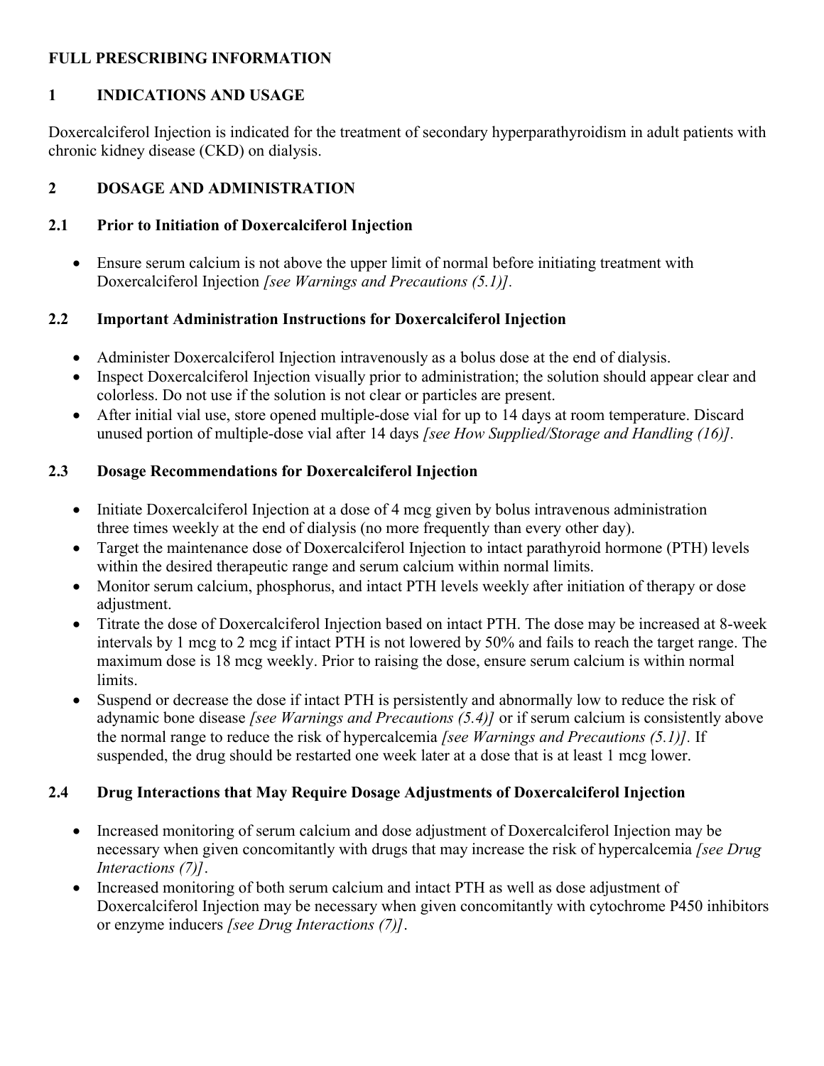# FULL PRESCRIBING INFORMATION

## 1 INDICATIONS AND USAGE

Doxercalciferol Injection is indicated for the treatment of secondary hyperparathyroidism in adult patients with chronic kidney disease (CKD) on dialysis.

## 2 DOSAGE AND ADMINISTRATION

### 2.1 Prior to Initiation of Doxercalciferol Injection

- Ensure serum calcium is not above the upper limit of normal before initiating treatment with Doxercalciferol Injection *[see Warnings and Precautions (5.1)]*.

### 2.2 Important Administration Instructions for Doxercalciferol Injection

- Administer Doxercalciferol Injection intravenously as a bolus dose at the end of dialysis.
- Inspect Doxercalciferol Injection visually prior to administration; the solution should appear clear and colorless. Do not use if the solution is not clear or particles are present.
- After initial vial use, store opened multiple-dose vial for up to 14 days at room temperature. Discard unused portion of multiple-dose vial after 14 days *[see How Supplied/Storage and Handling (16)]*.

### 2.3 Dosage Recommendations for Doxercalciferol Injection

- Initiate Doxercalciferol Injection at a dose of 4 mcg given by bolus intravenous administration three times weekly at the end of dialysis (no more frequently than every other day).
- Target the maintenance dose of Doxercalciferol Injection to intact parathyroid hormone (PTH) levels within the desired therapeutic range and serum calcium within normal limits.
- Monitor serum calcium, phosphorus, and intact PTH levels weekly after initiation of therapy or dose adjustment.
- Titrate the dose of Doxercalciferol Injection based on intact PTH. The dose may be increased at 8-week intervals by 1 mcg to 2 mcg if intact PTH is not lowered by 50% and fails to reach the target range. The maximum dose is 18 mcg weekly. Prior to raising the dose, ensure serum calcium is within normal limits.
- Suspend or decrease the dose if intact PTH is persistently and abnormally low to reduce the risk of adynamic bone disease *[see Warnings and Precautions (5.4)]* or if serum calcium is consistently above the normal range to reduce the risk of hypercalcemia *[see Warnings and Precautions (5.1)]*. If suspended, the drug should be restarted one week later at a dose that is at least 1 mcg lower.

### 2.4 Drug Interactions that May Require Dosage Adjustments of Doxercalciferol Injection

- Increased monitoring of serum calcium and dose adjustment of Doxercalciferol Injection may be necessary when given concomitantly with drugs that may increase the risk of hypercalcemia *[see Drug Interactions (7)]*.
- Increased monitoring of both serum calcium and intact PTH as well as dose adjustment of Doxercalciferol Injection may be necessary when given concomitantly with cytochrome P450 inhibitors or enzyme inducers *[see Drug Interactions (7)]*.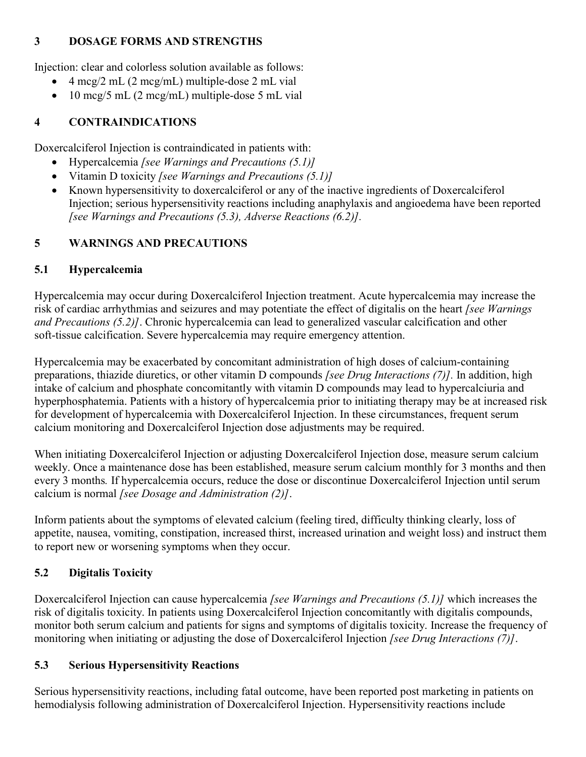## 3 DOSAGE FORMS AND STRENGTHS

Injection: clear and colorless solution available as follows:

- 4 mcg/2 mL (2 mcg/mL) multiple-dose 2 mL vial
- 10 mcg/5 mL (2 mcg/mL) multiple-dose 5 mL vial

## 4 CONTRAINDICATIONS

Doxercalciferol Injection is contraindicated in patients with:

- Hypercalcemia *[see Warnings and Precautions (5.1)]*
- Vitamin D toxicity *[see Warnings and Precautions (5.1)]*
- Known hypersensitivity to doxercalciferol or any of the inactive ingredients of Doxercalciferol Injection; serious hypersensitivity reactions including anaphylaxis and angioedema have been reported *[see Warnings and Precautions (5.3), Adverse Reactions (6.2)]*.

## 5 WARNINGS AND PRECAUTIONS

### 5.1 Hypercalcemia

Hypercalcemia may occur during Doxercalciferol Injection treatment. Acute hypercalcemia may increase the risk of cardiac arrhythmias and seizures and may potentiate the effect of digitalis on the heart *[see Warnings and Precautions (5.2)]*. Chronic hypercalcemia can lead to generalized vascular calcification and other soft-tissue calcification. Severe hypercalcemia may require emergency attention.

Hypercalcemia may be exacerbated by concomitant administration of high doses of calcium-containing preparations, thiazide diuretics, or other vitamin D compounds *[see Drug Interactions (7)]*. In addition, high intake of calcium and phosphate concomitantly with vitamin D compounds may lead to hypercalciuria and hyperphosphatemia. Patients with a history of hypercalcemia prior to initiating therapy may be at increased risk for development of hypercalcemia with Doxercalciferol Injection. In these circumstances, frequent serum calcium monitoring and Doxercalciferol Injection dose adjustments may be required.

When initiating Doxercalciferol Injection or adjusting Doxercalciferol Injection dose, measure serum calcium weekly. Once a maintenance dose has been established, measure serum calcium monthly for 3 months and then every 3 months. If hypercalcemia occurs, reduce the dose or discontinue Doxercalciferol Injection until serum calcium is normal *[see Dosage and Administration (2)]*.

Inform patients about the symptoms of elevated calcium (feeling tired, difficulty thinking clearly, loss of appetite, nausea, vomiting, constipation, increased thirst, increased urination and weight loss) and instruct them to report new or worsening symptoms when they occur.

### 5.2 Digitalis Toxicity

Doxercalciferol Injection can cause hypercalcemia *[see Warnings and Precautions (5.1)]* which increases the risk of digitalis toxicity. In patients using Doxercalciferol Injection concomitantly with digitalis compounds, monitor both serum calcium and patients for signs and symptoms of digitalis toxicity. Increase the frequency of monitoring when initiating or adjusting the dose of Doxercalciferol Injection *[see Drug Interactions (7)]*.

### 5.3 Serious Hypersensitivity Reactions

Serious hypersensitivity reactions, including fatal outcome, have been reported post marketing in patients on hemodialysis following administration of Doxercalciferol Injection. Hypersensitivity reactions include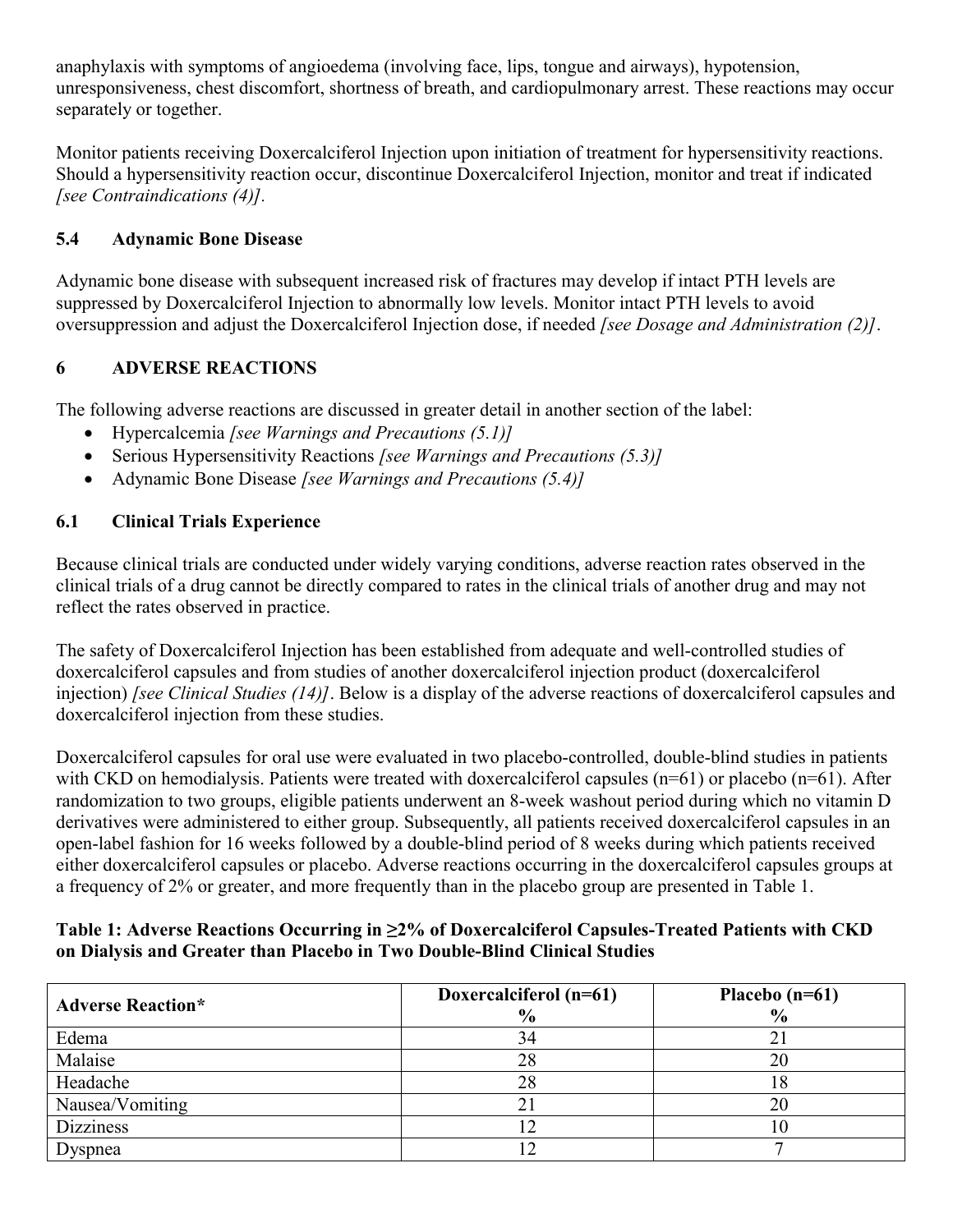anaphylaxis with symptoms of angioedema (involving face, lips, tongue and airways), hypotension, unresponsiveness, chest discomfort, shortness of breath, and cardiopulmonary arrest. These reactions may occur separately or together.

Monitor patients receiving Doxercalciferol Injection upon initiation of treatment for hypersensitivity reactions. Should a hypersensitivity reaction occur, discontinue Doxercalciferol Injection, monitor and treat if indicated *[see Contraindications (4)]*.

### 5.4 Adynamic Bone Disease

Adynamic bone disease with subsequent increased risk of fractures may develop if intact PTH levels are suppressed by Doxercalciferol Injection to abnormally low levels. Monitor intact PTH levels to avoid oversuppression and adjust the Doxercalciferol Injection dose, if needed *[see Dosage and Administration (2)]*.

## 6 ADVERSE REACTIONS

The following adverse reactions are discussed in greater detail in another section of the label:

- Hypercalcemia *[see Warnings and Precautions (5.1)]*
- Serious Hypersensitivity Reactions *[see Warnings and Precautions (5.3)]*
- Adynamic Bone Disease *[see Warnings and Precautions (5.4)]*

### 6.1 Clinical Trials Experience

Because clinical trials are conducted under widely varying conditions, adverse reaction rates observed in the clinical trials of a drug cannot be directly compared to rates in the clinical trials of another drug and may not reflect the rates observed in practice.

The safety of Doxercalciferol Injection has been established from adequate and well-controlled studies of doxercalciferol capsules and from studies of another doxercalciferol injection product (doxercalciferol injection) *[see Clinical Studies (14)]*. Below is a display of the adverse reactions of doxercalciferol capsules and doxercalciferol injection from these studies.

Doxercalciferol capsules for oral use were evaluated in two placebo-controlled, double-blind studies in patients with CKD on hemodialysis. Patients were treated with doxercalciferol capsules (n=61) or placebo (n=61). After randomization to two groups, eligible patients underwent an 8-week washout period during which no vitamin D derivatives were administered to either group. Subsequently, all patients received doxercalciferol capsules in an open-label fashion for 16 weeks followed by a double-blind period of 8 weeks during which patients received either doxercalciferol capsules or placebo. Adverse reactions occurring in the doxercalciferol capsules groups at a frequency of 2% or greater, and more frequently than in the placebo group are presented in Table 1.

**Table 1: Adverse Reactions Occurring in ≥2% of Doxercalciferol Capsules-Treated Patients with CKD on Dialysis and Greater than Placebo in Two Double-Blind Clinical Studies**

| Adverse Reaction* | Doxercalciferol (n=61) % | Placebo (n=61) % |
|---|---|---|
| Edema | 34 | 21 |
| Malaise | 28 | 20 |
| Headache | 28 | 18 |
| Nausea/Vomiting | 21 | 20 |
| Dizziness | 12 | 10 |
| Dyspnea | 12 | 7 |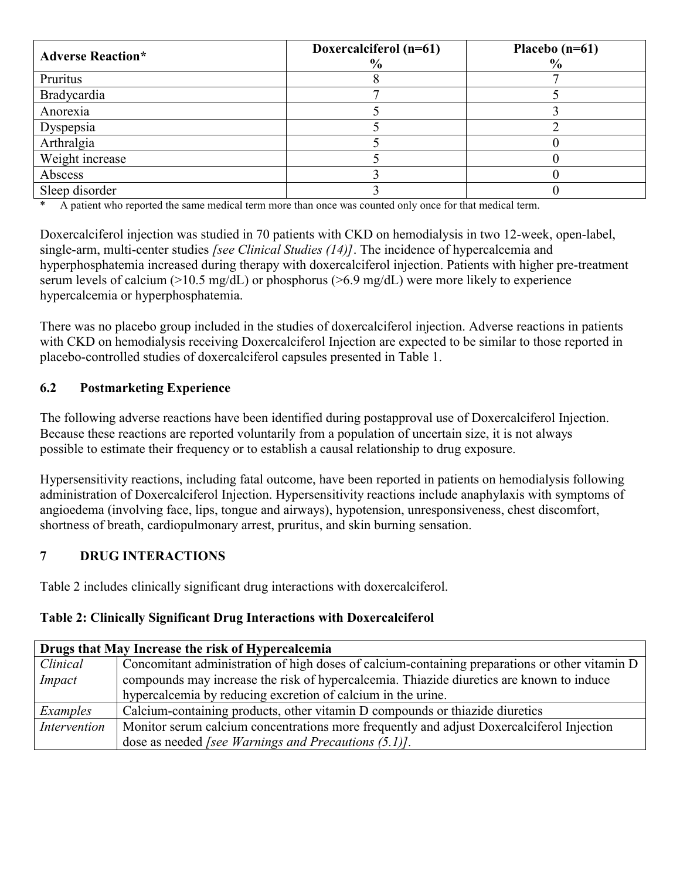| Adverse Reaction* | Doxercalciferol (n=61) % | Placebo (n=61) % |
|---|---|---|
| Pruritus | 8 | 7 |
| Bradycardia | 7 | 5 |
| Anorexia | 5 | 3 |
| Dyspepsia | 5 | 2 |
| Arthralgia | 5 | 0 |
| Weight increase | 5 | 0 |
| Abscess | 3 | 0 |
| Sleep disorder | 3 | 0 |

\* A patient who reported the same medical term more than once was counted only once for that medical term.

Doxercalciferol injection was studied in 70 patients with CKD on hemodialysis in two 12-week, open-label, single-arm, multi-center studies *[see Clinical Studies (14)]*. The incidence of hypercalcemia and hyperphosphatemia increased during therapy with doxercalciferol injection. Patients with higher pre-treatment serum levels of calcium (>10.5 mg/dL) or phosphorus (>6.9 mg/dL) were more likely to experience hypercalcemia or hyperphosphatemia.

There was no placebo group included in the studies of doxercalciferol injection. Adverse reactions in patients with CKD on hemodialysis receiving Doxercalciferol Injection are expected to be similar to those reported in placebo-controlled studies of doxercalciferol capsules presented in Table 1.

### 6.2 Postmarketing Experience

The following adverse reactions have been identified during postapproval use of Doxercalciferol Injection. Because these reactions are reported voluntarily from a population of uncertain size, it is not always possible to estimate their frequency or to establish a causal relationship to drug exposure.

Hypersensitivity reactions, including fatal outcome, have been reported in patients on hemodialysis following administration of Doxercalciferol Injection. Hypersensitivity reactions include anaphylaxis with symptoms of angioedema (involving face, lips, tongue and airways), hypotension, unresponsiveness, chest discomfort, shortness of breath, cardiopulmonary arrest, pruritus, and skin burning sensation.

## 7 DRUG INTERACTIONS

Table 2 includes clinically significant drug interactions with doxercalciferol.

**Table 2: Clinically Significant Drug Interactions with Doxercalciferol**

| **Drugs that May Increase the risk of Hypercalcemia** | |
|---|---|
| *Clinical Impact* | Concomitant administration of high doses of calcium-containing preparations or other vitamin D compounds may increase the risk of hypercalcemia. Thiazide diuretics are known to induce hypercalcemia by reducing excretion of calcium in the urine. |
| *Examples* | Calcium-containing products, other vitamin D compounds or thiazide diuretics |
| *Intervention* | Monitor serum calcium concentrations more frequently and adjust Doxercalciferol Injection dose as needed *[see Warnings and Precautions (5.1)]*. |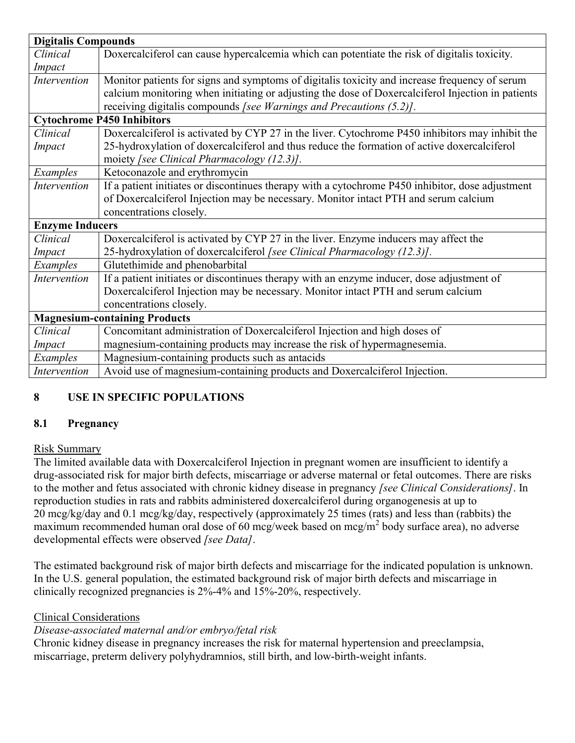| Digitalis Compounds | |
|---|---|
| *Clinical Impact* | Doxercalciferol can cause hypercalcemia which can potentiate the risk of digitalis toxicity. |
| *Intervention* | Monitor patients for signs and symptoms of digitalis toxicity and increase frequency of serum calcium monitoring when initiating or adjusting the dose of Doxercalciferol Injection in patients receiving digitalis compounds *[see Warnings and Precautions (5.2)]*. |
| **Cytochrome P450 Inhibitors** | |
| *Clinical Impact* | Doxercalciferol is activated by CYP 27 in the liver. Cytochrome P450 inhibitors may inhibit the 25-hydroxylation of doxercalciferol and thus reduce the formation of active doxercalciferol moiety *[see Clinical Pharmacology (12.3)]*. |
| *Examples* | Ketoconazole and erythromycin |
| *Intervention* | If a patient initiates or discontinues therapy with a cytochrome P450 inhibitor, dose adjustment of Doxercalciferol Injection may be necessary. Monitor intact PTH and serum calcium concentrations closely. |
| **Enzyme Inducers** | |
| *Clinical Impact* | Doxercalciferol is activated by CYP 27 in the liver. Enzyme inducers may affect the 25-hydroxylation of doxercalciferol *[see Clinical Pharmacology (12.3)]*. |
| *Examples* | Glutethimide and phenobarbital |
| *Intervention* | If a patient initiates or discontinues therapy with an enzyme inducer, dose adjustment of Doxercalciferol Injection may be necessary. Monitor intact PTH and serum calcium concentrations closely. |
| **Magnesium-containing Products** | |
| *Clinical Impact* | Concomitant administration of Doxercalciferol Injection and high doses of magnesium-containing products may increase the risk of hypermagnesemia. |
| *Examples* | Magnesium-containing products such as antacids |
| *Intervention* | Avoid use of magnesium-containing products and Doxercalciferol Injection. |

## 8 USE IN SPECIFIC POPULATIONS

### 8.1 Pregnancy

Risk Summary

The limited available data with Doxercalciferol Injection in pregnant women are insufficient to identify a drug-associated risk for major birth defects, miscarriage or adverse maternal or fetal outcomes. There are risks to the mother and fetus associated with chronic kidney disease in pregnancy *[see Clinical Considerations]*. In reproduction studies in rats and rabbits administered doxercalciferol during organogenesis at up to 20 mcg/kg/day and 0.1 mcg/kg/day, respectively (approximately 25 times (rats) and less than (rabbits) the maximum recommended human oral dose of 60 mcg/week based on mcg/$m^2$ body surface area), no adverse developmental effects were observed *[see Data]*.

The estimated background risk of major birth defects and miscarriage for the indicated population is unknown. In the U.S. general population, the estimated background risk of major birth defects and miscarriage in clinically recognized pregnancies is 2%-4% and 15%-20%, respectively.

Clinical Considerations

*Disease-associated maternal and/or embryo/fetal risk*

Chronic kidney disease in pregnancy increases the risk for maternal hypertension and preeclampsia, miscarriage, preterm delivery polyhydramnios, still birth, and low-birth-weight infants.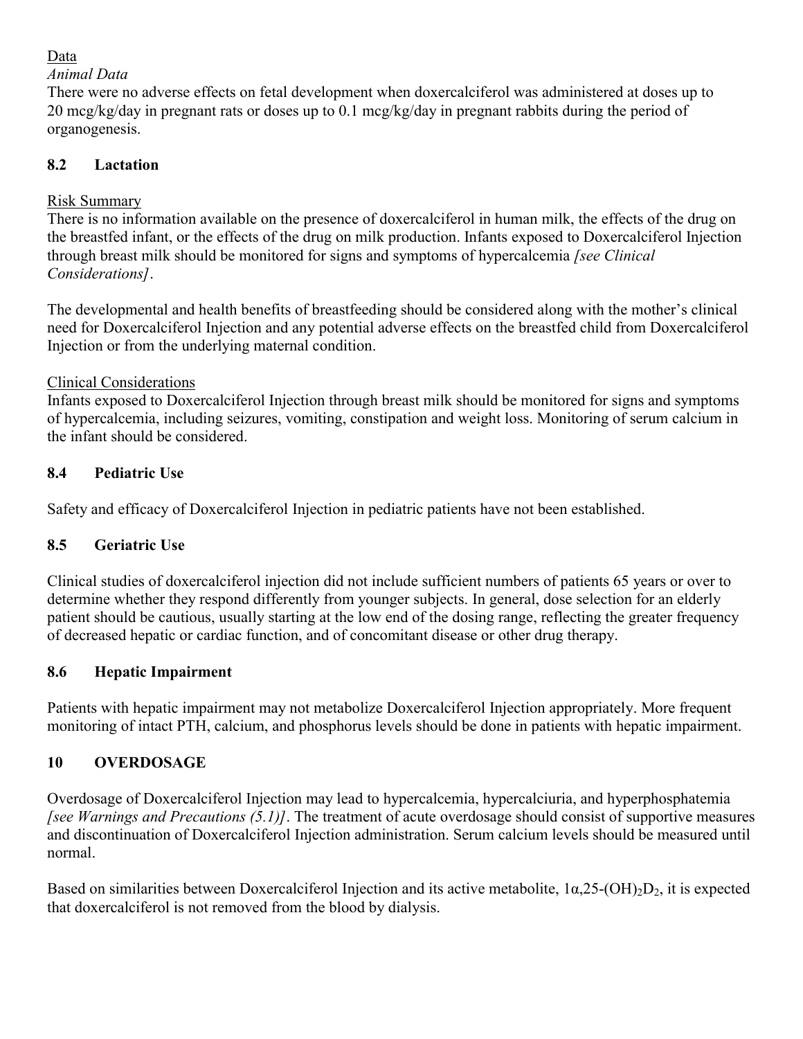Data

*Animal Data*

There were no adverse effects on fetal development when doxercalciferol was administered at doses up to 20 mcg/kg/day in pregnant rats or doses up to 0.1 mcg/kg/day in pregnant rabbits during the period of organogenesis.

## 8.2 Lactation

Risk Summary

There is no information available on the presence of doxercalciferol in human milk, the effects of the drug on the breastfed infant, or the effects of the drug on milk production. Infants exposed to Doxercalciferol Injection through breast milk should be monitored for signs and symptoms of hypercalcemia *[see Clinical Considerations]*.

The developmental and health benefits of breastfeeding should be considered along with the mother's clinical need for Doxercalciferol Injection and any potential adverse effects on the breastfed child from Doxercalciferol Injection or from the underlying maternal condition.

Clinical Considerations

Infants exposed to Doxercalciferol Injection through breast milk should be monitored for signs and symptoms of hypercalcemia, including seizures, vomiting, constipation and weight loss. Monitoring of serum calcium in the infant should be considered.

## 8.4 Pediatric Use

Safety and efficacy of Doxercalciferol Injection in pediatric patients have not been established.

## 8.5 Geriatric Use

Clinical studies of doxercalciferol injection did not include sufficient numbers of patients 65 years or over to determine whether they respond differently from younger subjects. In general, dose selection for an elderly patient should be cautious, usually starting at the low end of the dosing range, reflecting the greater frequency of decreased hepatic or cardiac function, and of concomitant disease or other drug therapy.

## 8.6 Hepatic Impairment

Patients with hepatic impairment may not metabolize Doxercalciferol Injection appropriately. More frequent monitoring of intact PTH, calcium, and phosphorus levels should be done in patients with hepatic impairment.

# 10 OVERDOSAGE

Overdosage of Doxercalciferol Injection may lead to hypercalcemia, hypercalciuria, and hyperphosphatemia *[see Warnings and Precautions (5.1)]*. The treatment of acute overdosage should consist of supportive measures and discontinuation of Doxercalciferol Injection administration. Serum calcium levels should be measured until normal.

Based on similarities between Doxercalciferol Injection and its active metabolite, $1\alpha,25\text{-}(OH)_2D_2$, it is expected that doxercalciferol is not removed from the blood by dialysis.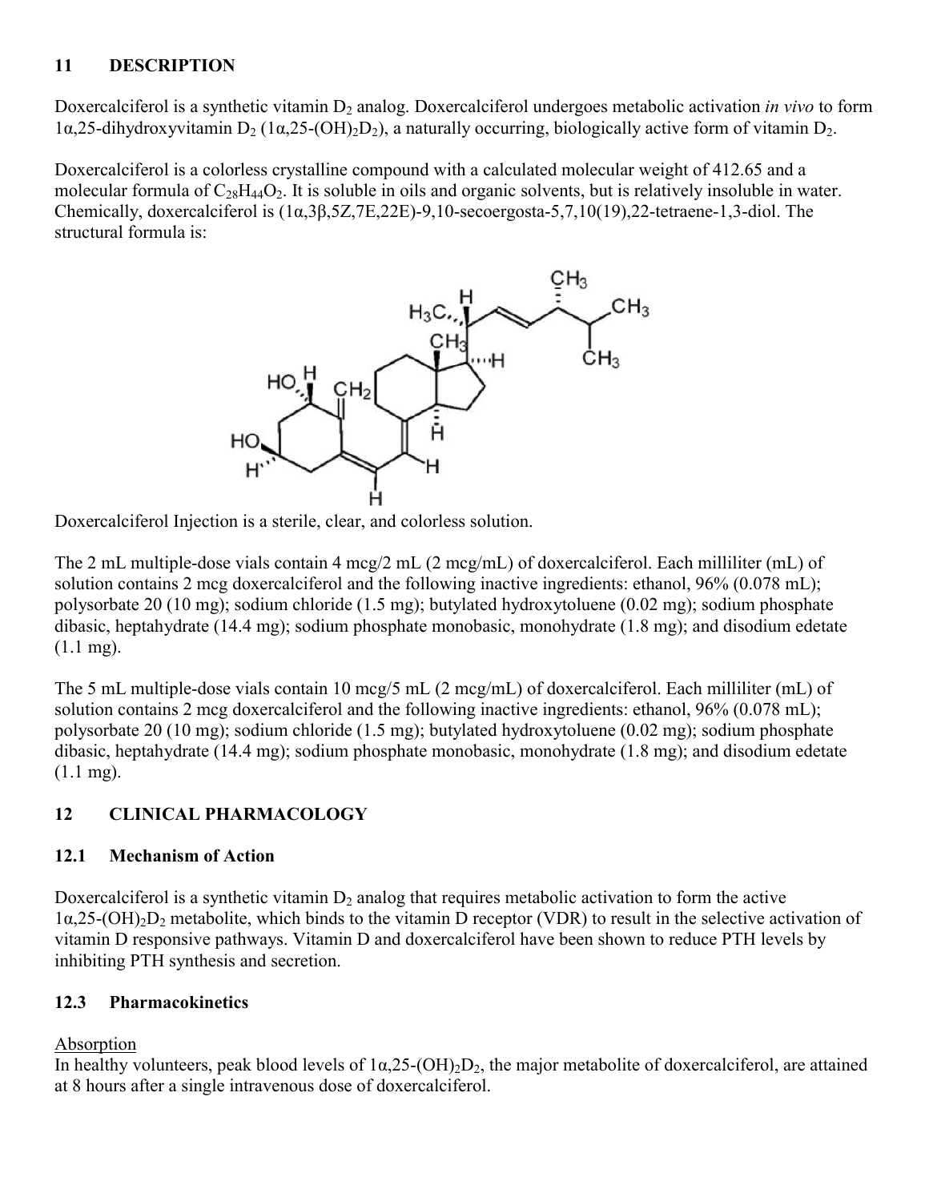## 11 DESCRIPTION

Doxercalciferol is a synthetic vitamin $D_2$ analog. Doxercalciferol undergoes metabolic activation *in vivo* to form 1α,25-dihydroxyvitamin $D_2$ (1α,25-$(OH)_2D_2$), a naturally occurring, biologically active form of vitamin $D_2$.

Doxercalciferol is a colorless crystalline compound with a calculated molecular weight of 412.65 and a molecular formula of $C_{28}H_{44}O_2$. It is soluble in oils and organic solvents, but is relatively insoluble in water. Chemically, doxercalciferol is (1α,3β,5Z,7E,22E)-9,10-secoergosta-5,7,10(19),22-tetraene-1,3-diol. The structural formula is:

Doxercalciferol Injection is a sterile, clear, and colorless solution.

The 2 mL multiple-dose vials contain 4 mcg/2 mL (2 mcg/mL) of doxercalciferol. Each milliliter (mL) of solution contains 2 mcg doxercalciferol and the following inactive ingredients: ethanol, 96% (0.078 mL); polysorbate 20 (10 mg); sodium chloride (1.5 mg); butylated hydroxytoluene (0.02 mg); sodium phosphate dibasic, heptahydrate (14.4 mg); sodium phosphate monobasic, monohydrate (1.8 mg); and disodium edetate (1.1 mg).

The 5 mL multiple-dose vials contain 10 mcg/5 mL (2 mcg/mL) of doxercalciferol. Each milliliter (mL) of solution contains 2 mcg doxercalciferol and the following inactive ingredients: ethanol, 96% (0.078 mL); polysorbate 20 (10 mg); sodium chloride (1.5 mg); butylated hydroxytoluene (0.02 mg); sodium phosphate dibasic, heptahydrate (14.4 mg); sodium phosphate monobasic, monohydrate (1.8 mg); and disodium edetate (1.1 mg).

## 12 CLINICAL PHARMACOLOGY

### 12.1 Mechanism of Action

Doxercalciferol is a synthetic vitamin $D_2$ analog that requires metabolic activation to form the active 1α,25-$(OH)_2D_2$ metabolite, which binds to the vitamin D receptor (VDR) to result in the selective activation of vitamin D responsive pathways. Vitamin D and doxercalciferol have been shown to reduce PTH levels by inhibiting PTH synthesis and secretion.

### 12.3 Pharmacokinetics

Absorption

In healthy volunteers, peak blood levels of 1α,25-$(OH)_2D_2$, the major metabolite of doxercalciferol, are attained at 8 hours after a single intravenous dose of doxercalciferol.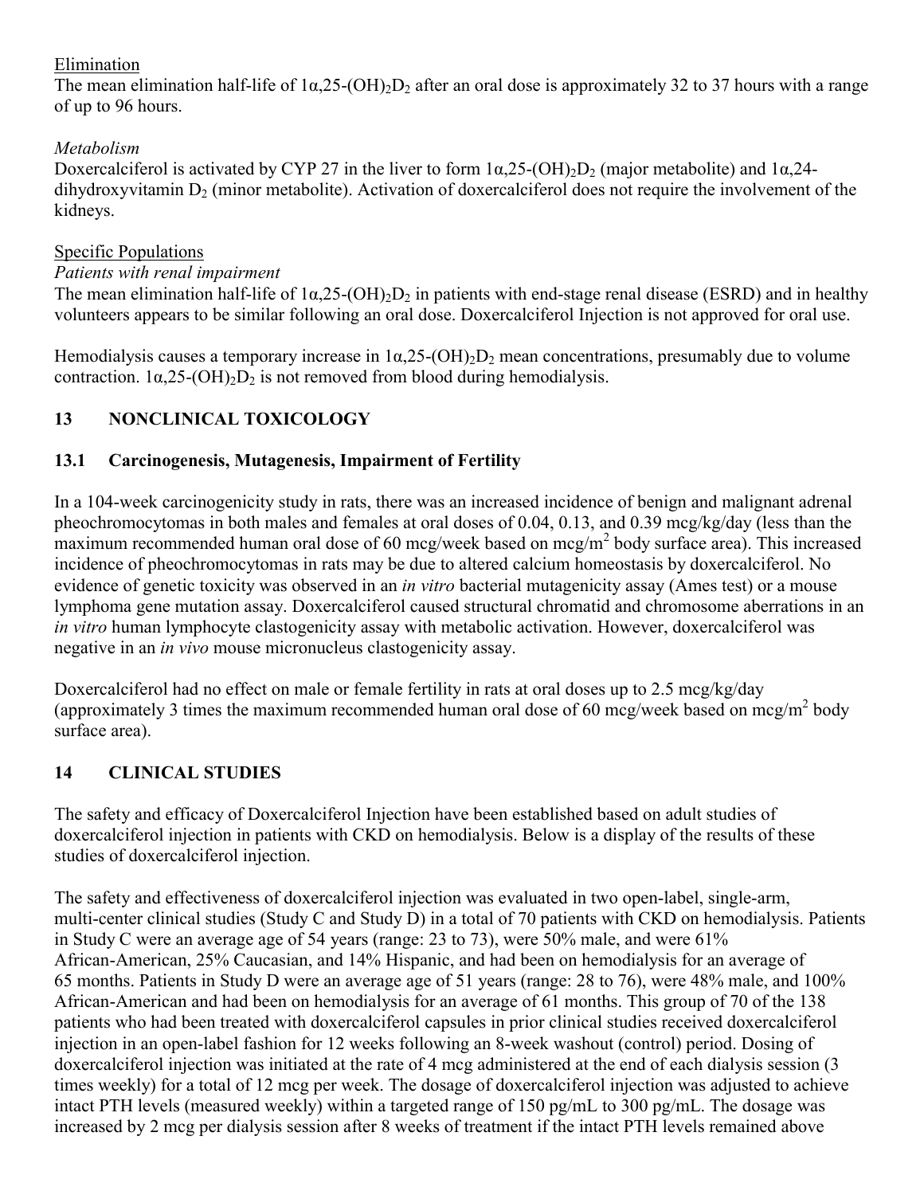Elimination

The mean elimination half-life of $1\alpha,25\text{-}(OH)_2D_2$ after an oral dose is approximately 32 to 37 hours with a range of up to 96 hours.

*Metabolism*

Doxercalciferol is activated by CYP 27 in the liver to form $1\alpha,25\text{-}(OH)_2D_2$ (major metabolite) and $1\alpha,24$-dihydroxyvitamin $D_2$ (minor metabolite). Activation of doxercalciferol does not require the involvement of the kidneys.

Specific Populations

*Patients with renal impairment*

The mean elimination half-life of $1\alpha,25\text{-}(OH)_2D_2$ in patients with end-stage renal disease (ESRD) and in healthy volunteers appears to be similar following an oral dose. Doxercalciferol Injection is not approved for oral use.

Hemodialysis causes a temporary increase in $1\alpha,25\text{-}(OH)_2D_2$ mean concentrations, presumably due to volume contraction. $1\alpha,25\text{-}(OH)_2D_2$ is not removed from blood during hemodialysis.

## 13 NONCLINICAL TOXICOLOGY

### 13.1 Carcinogenesis, Mutagenesis, Impairment of Fertility

In a 104-week carcinogenicity study in rats, there was an increased incidence of benign and malignant adrenal pheochromocytomas in both males and females at oral doses of 0.04, 0.13, and 0.39 mcg/kg/day (less than the maximum recommended human oral dose of 60 mcg/week based on mcg/m$^2$ body surface area). This increased incidence of pheochromocytomas in rats may be due to altered calcium homeostasis by doxercalciferol. No evidence of genetic toxicity was observed in an *in vitro* bacterial mutagenicity assay (Ames test) or a mouse lymphoma gene mutation assay. Doxercalciferol caused structural chromatid and chromosome aberrations in an *in vitro* human lymphocyte clastogenicity assay with metabolic activation. However, doxercalciferol was negative in an *in vivo* mouse micronucleus clastogenicity assay.

Doxercalciferol had no effect on male or female fertility in rats at oral doses up to 2.5 mcg/kg/day (approximately 3 times the maximum recommended human oral dose of 60 mcg/week based on mcg/m$^2$ body surface area).

## 14 CLINICAL STUDIES

The safety and efficacy of Doxercalciferol Injection have been established based on adult studies of doxercalciferol injection in patients with CKD on hemodialysis. Below is a display of the results of these studies of doxercalciferol injection.

The safety and effectiveness of doxercalciferol injection was evaluated in two open-label, single-arm, multi-center clinical studies (Study C and Study D) in a total of 70 patients with CKD on hemodialysis. Patients in Study C were an average age of 54 years (range: 23 to 73), were 50% male, and were 61% African-American, 25% Caucasian, and 14% Hispanic, and had been on hemodialysis for an average of 65 months. Patients in Study D were an average age of 51 years (range: 28 to 76), were 48% male, and 100% African-American and had been on hemodialysis for an average of 61 months. This group of 70 of the 138 patients who had been treated with doxercalciferol capsules in prior clinical studies received doxercalciferol injection in an open-label fashion for 12 weeks following an 8-week washout (control) period. Dosing of doxercalciferol injection was initiated at the rate of 4 mcg administered at the end of each dialysis session (3 times weekly) for a total of 12 mcg per week. The dosage of doxercalciferol injection was adjusted to achieve intact PTH levels (measured weekly) within a targeted range of 150 pg/mL to 300 pg/mL. The dosage was increased by 2 mcg per dialysis session after 8 weeks of treatment if the intact PTH levels remained above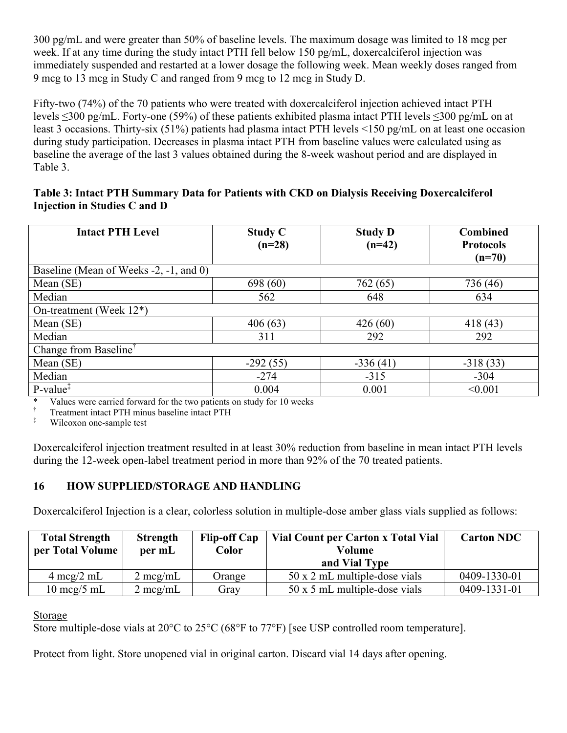300 pg/mL and were greater than 50% of baseline levels. The maximum dosage was limited to 18 mcg per week. If at any time during the study intact PTH fell below 150 pg/mL, doxercalciferol injection was immediately suspended and restarted at a lower dosage the following week. Mean weekly doses ranged from 9 mcg to 13 mcg in Study C and ranged from 9 mcg to 12 mcg in Study D.

Fifty-two (74%) of the 70 patients who were treated with doxercalciferol injection achieved intact PTH levels ≤300 pg/mL. Forty-one (59%) of these patients exhibited plasma intact PTH levels ≤300 pg/mL on at least 3 occasions. Thirty-six (51%) patients had plasma intact PTH levels <150 pg/mL on at least one occasion during study participation. Decreases in plasma intact PTH from baseline values were calculated using as baseline the average of the last 3 values obtained during the 8-week washout period and are displayed in Table 3.

**Table 3: Intact PTH Summary Data for Patients with CKD on Dialysis Receiving Doxercalciferol Injection in Studies C and D**

| Intact PTH Level | Study C (n=28) | Study D (n=42) | Combined Protocols (n=70) |
|---|---|---|---|
| Baseline (Mean of Weeks -2, -1, and 0) | | | |
| Mean (SE) | 698 (60) | 762 (65) | 736 (46) |
| Median | 562 | 648 | 634 |
| On-treatment (Week 12*) | | | |
| Mean (SE) | 406 (63) | 426 (60) | 418 (43) |
| Median | 311 | 292 | 292 |
| Change from Baseline† | | | |
| Mean (SE) | -292 (55) | -336 (41) | -318 (33) |
| Median | -274 | -315 | -304 |
| P-value‡ | 0.004 | 0.001 | <0.001 |

\* Values were carried forward for the two patients on study for 10 weeks
† Treatment intact PTH minus baseline intact PTH
‡ Wilcoxon one-sample test

Doxercalciferol injection treatment resulted in at least 30% reduction from baseline in mean intact PTH levels during the 12-week open-label treatment period in more than 92% of the 70 treated patients.

## 16 HOW SUPPLIED/STORAGE AND HANDLING

Doxercalciferol Injection is a clear, colorless solution in multiple-dose amber glass vials supplied as follows:

| Total Strength per Total Volume | Strength per mL | Flip-off Cap Color | Vial Count per Carton x Total Vial Volume and Vial Type | Carton NDC |
|---|---|---|---|---|
| 4 mcg/2 mL | 2 mcg/mL | Orange | 50 x 2 mL multiple-dose vials | 0409-1330-01 |
| 10 mcg/5 mL | 2 mcg/mL | Gray | 50 x 5 mL multiple-dose vials | 0409-1331-01 |

Storage

Store multiple-dose vials at 20°C to 25°C (68°F to 77°F) [see USP controlled room temperature].

Protect from light. Store unopened vial in original carton. Discard vial 14 days after opening.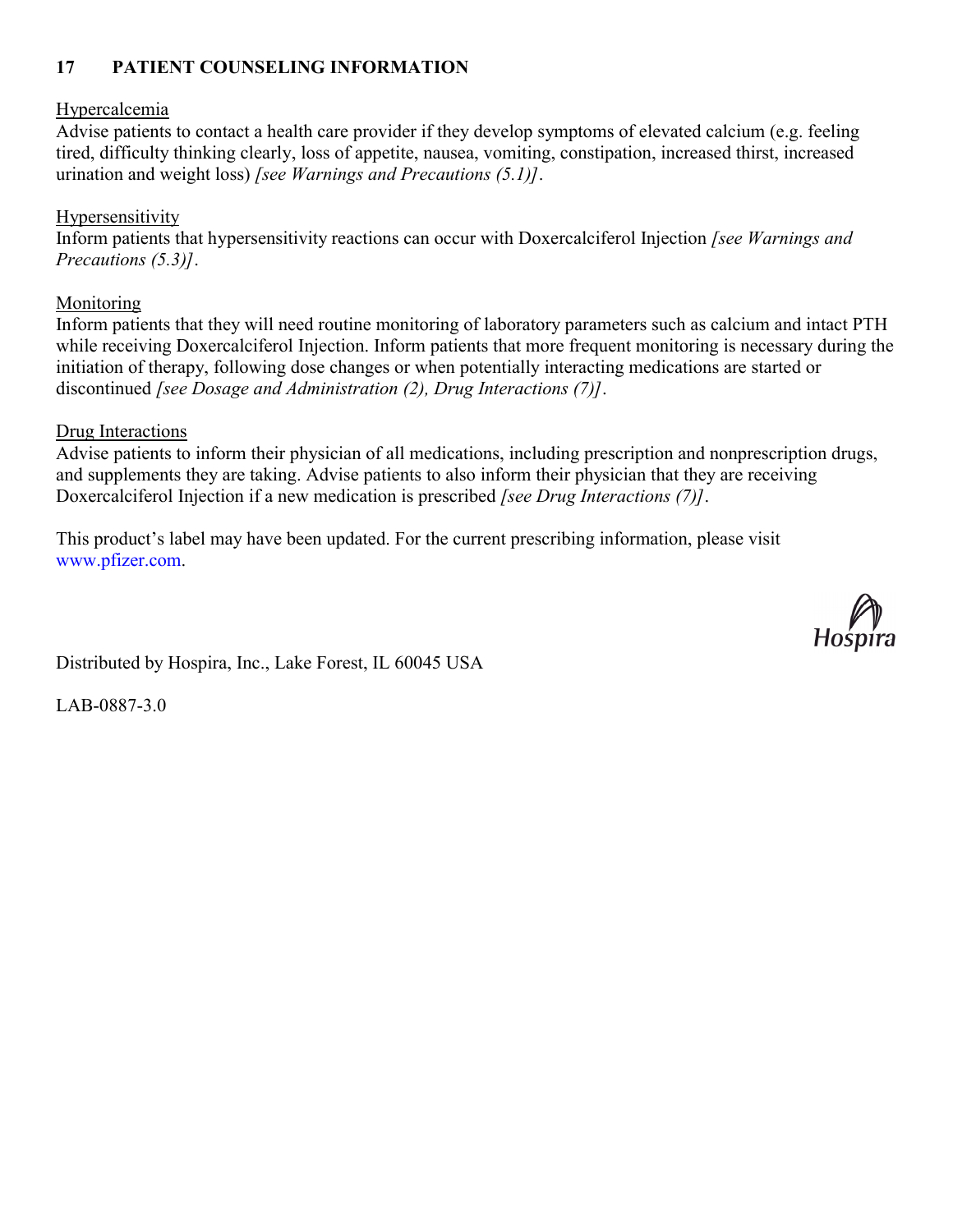## 17 PATIENT COUNSELING INFORMATION

Hypercalcemia

Advise patients to contact a health care provider if they develop symptoms of elevated calcium (e.g. feeling tired, difficulty thinking clearly, loss of appetite, nausea, vomiting, constipation, increased thirst, increased urination and weight loss) *[see Warnings and Precautions (5.1)]*.

Hypersensitivity

Inform patients that hypersensitivity reactions can occur with Doxercalciferol Injection *[see Warnings and Precautions (5.3)]*.

Monitoring

Inform patients that they will need routine monitoring of laboratory parameters such as calcium and intact PTH while receiving Doxercalciferol Injection. Inform patients that more frequent monitoring is necessary during the initiation of therapy, following dose changes or when potentially interacting medications are started or discontinued *[see Dosage and Administration (2), Drug Interactions (7)]*.

Drug Interactions

Advise patients to inform their physician of all medications, including prescription and nonprescription drugs, and supplements they are taking. Advise patients to also inform their physician that they are receiving Doxercalciferol Injection if a new medication is prescribed *[see Drug Interactions (7)]*.

This product's label may have been updated. For the current prescribing information, please visit www.pfizer.com.

Hospira

Distributed by Hospira, Inc., Lake Forest, IL 60045 USA

LAB-0887-3.0